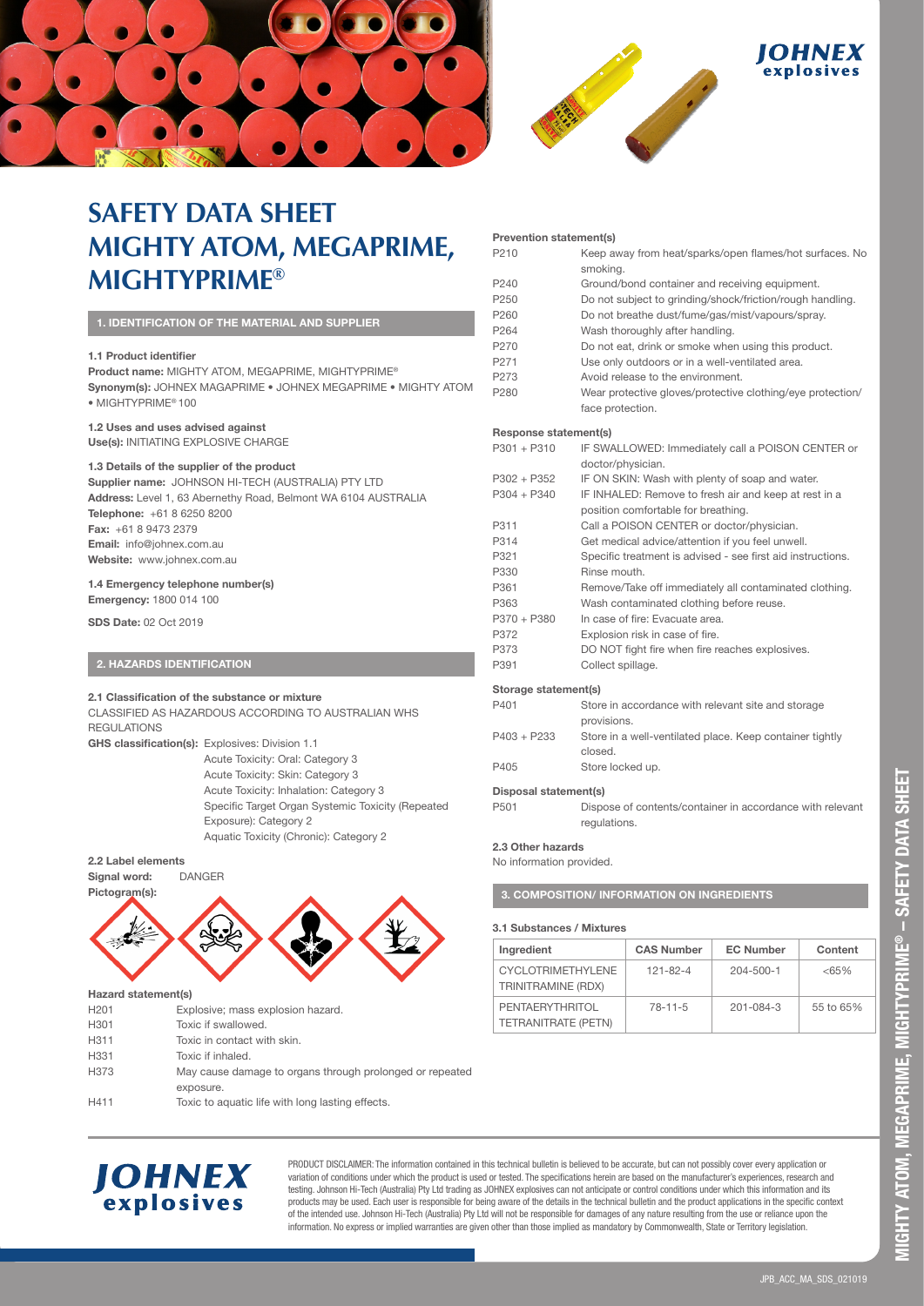# SAFETY DATA SHEET
# MIGHTY ATOM, MEGAPRIME, MIGHTYPRIME®

## 1. IDENTIFICATION OF THE MATERIAL AND SUPPLIER

**1.1 Product identifier**

**Product name:** MIGHTY ATOM, MEGAPRIME, MIGHTYPRIME®

**Synonym(s):** JOHNEX MAGAPRIME • JOHNEX MEGAPRIME • MIGHTY ATOM • MIGHTYPRIME® 100

**1.2 Uses and uses advised against**

**Use(s):** INITIATING EXPLOSIVE CHARGE

**1.3 Details of the supplier of the product**

**Supplier name:** JOHNSON HI-TECH (AUSTRALIA) PTY LTD

**Address:** Level 1, 63 Abernethy Road, Belmont WA 6104 AUSTRALIA

**Telephone:** +61 8 6250 8200

**Fax:** +61 8 9473 2379

**Email:** info@johnex.com.au

**Website:** www.johnex.com.au

**1.4 Emergency telephone number(s)**

**Emergency:** 1800 014 100

**SDS Date:** 02 Oct 2019

## 2. HAZARDS IDENTIFICATION

**2.1 Classification of the substance or mixture**

CLASSIFIED AS HAZARDOUS ACCORDING TO AUSTRALIAN WHS REGULATIONS

**GHS classification(s):**
- Explosives: Division 1.1
- Acute Toxicity: Oral: Category 3
- Acute Toxicity: Skin: Category 3
- Acute Toxicity: Inhalation: Category 3
- Specific Target Organ Systemic Toxicity (Repeated Exposure): Category 2
- Aquatic Toxicity (Chronic): Category 2

**2.2 Label elements**

**Signal word:** DANGER

**Pictogram(s):**

**Hazard statement(s)**

| | |
|---|---|
| H201 | Explosive; mass explosion hazard. |
| H301 | Toxic if swallowed. |
| H311 | Toxic in contact with skin. |
| H331 | Toxic if inhaled. |
| H373 | May cause damage to organs through prolonged or repeated exposure. |
| H411 | Toxic to aquatic life with long lasting effects. |

**Prevention statement(s)**

| | |
|---|---|
| P210 | Keep away from heat/sparks/open flames/hot surfaces. No smoking. |
| P240 | Ground/bond container and receiving equipment. |
| P250 | Do not subject to grinding/shock/friction/rough handling. |
| P260 | Do not breathe dust/fume/gas/mist/vapours/spray. |
| P264 | Wash thoroughly after handling. |
| P270 | Do not eat, drink or smoke when using this product. |
| P271 | Use only outdoors or in a well-ventilated area. |
| P273 | Avoid release to the environment. |
| P280 | Wear protective gloves/protective clothing/eye protection/ face protection. |

**Response statement(s)**

| | |
|---|---|
| P301 + P310 | IF SWALLOWED: Immediately call a POISON CENTER or doctor/physician. |
| P302 + P352 | IF ON SKIN: Wash with plenty of soap and water. |
| P304 + P340 | IF INHALED: Remove to fresh air and keep at rest in a position comfortable for breathing. |
| P311 | Call a POISON CENTER or doctor/physician. |
| P314 | Get medical advice/attention if you feel unwell. |
| P321 | Specific treatment is advised - see first aid instructions. |
| P330 | Rinse mouth. |
| P361 | Remove/Take off immediately all contaminated clothing. |
| P363 | Wash contaminated clothing before reuse. |
| P370 + P380 | In case of fire: Evacuate area. |
| P372 | Explosion risk in case of fire. |
| P373 | DO NOT fight fire when fire reaches explosives. |
| P391 | Collect spillage. |

**Storage statement(s)**

| | |
|---|---|
| P401 | Store in accordance with relevant site and storage provisions. |
| P403 + P233 | Store in a well-ventilated place. Keep container tightly closed. |
| P405 | Store locked up. |

**Disposal statement(s)**

| | |
|---|---|
| P501 | Dispose of contents/container in accordance with relevant regulations. |

**2.3 Other hazards**

No information provided.

## 3. COMPOSITION/ INFORMATION ON INGREDIENTS

**3.1 Substances / Mixtures**

| Ingredient | CAS Number | EC Number | Content |
|---|---|---|---|
| CYCLOTRIMETHYLENE TRINITRAMINE (RDX) | 121-82-4 | 204-500-1 | <65% |
| PENTAERYTHRITOL TETRANITRATE (PETN) | 78-11-5 | 201-084-3 | 55 to 65% |

PRODUCT DISCLAIMER: The information contained in this technical bulletin is believed to be accurate, but can not possibly cover every application or variation of conditions under which the product is used or tested. The specifications herein are based on the manufacturer's experiences, research and testing. Johnson Hi-Tech (Australia) Pty Ltd trading as JOHNEX explosives can not anticipate or control conditions under which this information and its products may be used. Each user is responsible for being aware of the details in the technical bulletin and the product applications in the specific context of the intended use. Johnson Hi-Tech (Australia) Pty Ltd will not be responsible for damages of any nature resulting from the use or reliance upon the information. No express or implied warranties are given other than those implied as mandatory by Commonwealth, State or Territory legislation.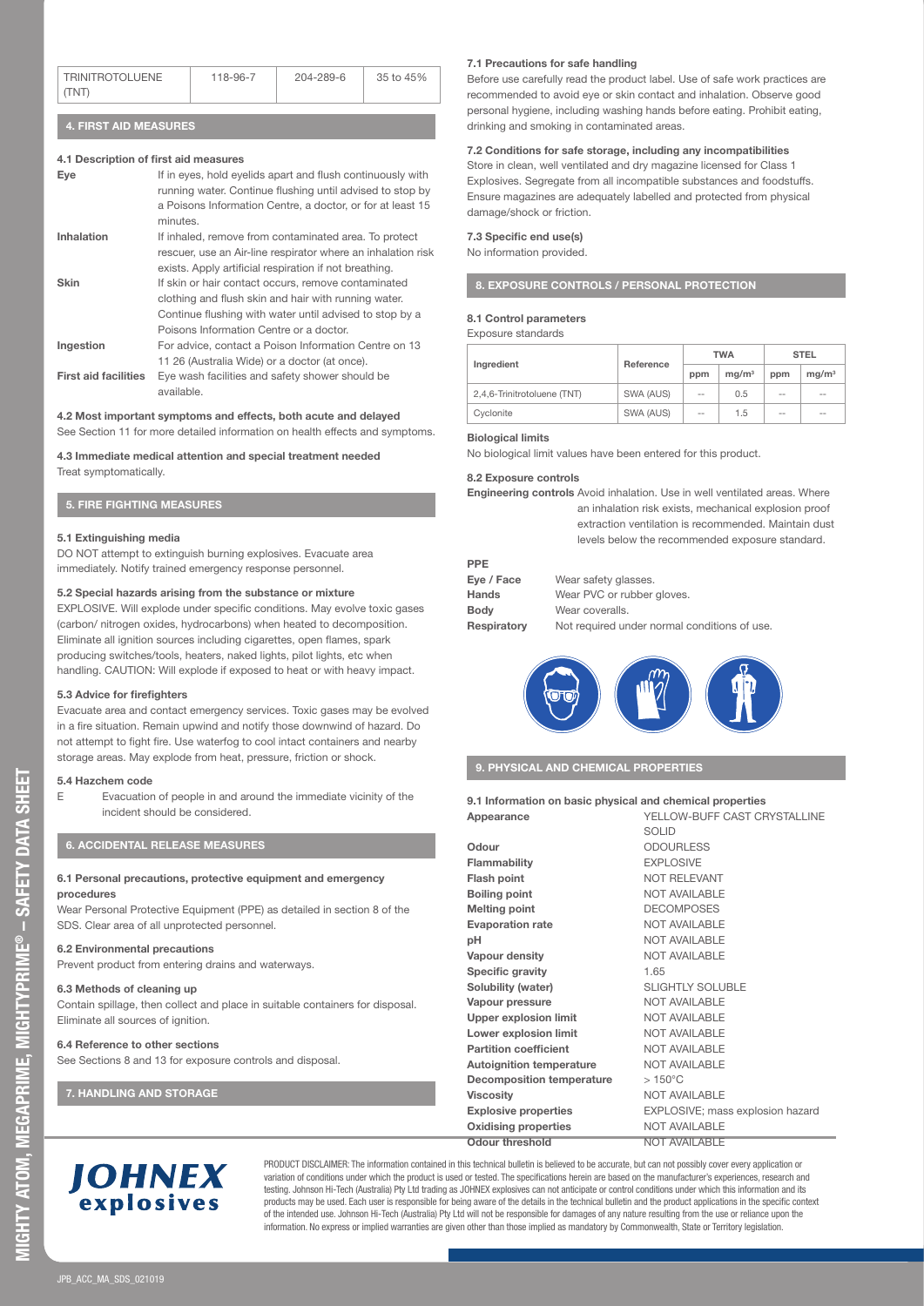| TRINITROTOLUENE (TNT) | 118-96-7 | 204-289-6 | 35 to 45% |
|---|---|---|---|

## 4. FIRST AID MEASURES

### 4.1 Description of first aid measures

**Eye** If in eyes, hold eyelids apart and flush continuously with running water. Continue flushing until advised to stop by a Poisons Information Centre, a doctor, or for at least 15 minutes.

**Inhalation** If inhaled, remove from contaminated area. To protect rescuer, use an Air-line respirator where an inhalation risk exists. Apply artificial respiration if not breathing.

**Skin** If skin or hair contact occurs, remove contaminated clothing and flush skin and hair with running water. Continue flushing with water until advised to stop by a Poisons Information Centre or a doctor.

**Ingestion** For advice, contact a Poison Information Centre on 13 11 26 (Australia Wide) or a doctor (at once).

**First aid facilities** Eye wash facilities and safety shower should be available.

### 4.2 Most important symptoms and effects, both acute and delayed

See Section 11 for more detailed information on health effects and symptoms.

### 4.3 Immediate medical attention and special treatment needed

Treat symptomatically.

## 5. FIRE FIGHTING MEASURES

### 5.1 Extinguishing media

DO NOT attempt to extinguish burning explosives. Evacuate area immediately. Notify trained emergency response personnel.

### 5.2 Special hazards arising from the substance or mixture

EXPLOSIVE. Will explode under specific conditions. May evolve toxic gases (carbon/ nitrogen oxides, hydrocarbons) when heated to decomposition. Eliminate all ignition sources including cigarettes, open flames, spark producing switches/tools, heaters, naked lights, pilot lights, etc when handling. CAUTION: Will explode if exposed to heat or with heavy impact.

### 5.3 Advice for firefighters

Evacuate area and contact emergency services. Toxic gases may be evolved in a fire situation. Remain upwind and notify those downwind of hazard. Do not attempt to fight fire. Use waterfog to cool intact containers and nearby storage areas. May explode from heat, pressure, friction or shock.

### 5.4 Hazchem code

E Evacuation of people in and around the immediate vicinity of the incident should be considered.

## 6. ACCIDENTAL RELEASE MEASURES

### 6.1 Personal precautions, protective equipment and emergency procedures

Wear Personal Protective Equipment (PPE) as detailed in section 8 of the SDS. Clear area of all unprotected personnel.

### 6.2 Environmental precautions

Prevent product from entering drains and waterways.

### 6.3 Methods of cleaning up

Contain spillage, then collect and place in suitable containers for disposal. Eliminate all sources of ignition.

### 6.4 Reference to other sections

See Sections 8 and 13 for exposure controls and disposal.

## 7. HANDLING AND STORAGE

### 7.1 Precautions for safe handling

Before use carefully read the product label. Use of safe work practices are recommended to avoid eye or skin contact and inhalation. Observe good personal hygiene, including washing hands before eating. Prohibit eating, drinking and smoking in contaminated areas.

### 7.2 Conditions for safe storage, including any incompatibilities

Store in clean, well ventilated and dry magazine licensed for Class 1 Explosives. Segregate from all incompatible substances and foodstuffs. Ensure magazines are adequately labelled and protected from physical damage/shock or friction.

### 7.3 Specific end use(s)

No information provided.

## 8. EXPOSURE CONTROLS / PERSONAL PROTECTION

### 8.1 Control parameters

Exposure standards

| Ingredient | Reference | TWA | | STEL | |
|---|---|---|---|---|---|
| | | ppm | mg/m³ | ppm | mg/m³ |
| 2,4,6-Trinitrotoluene (TNT) | SWA (AUS) | -- | 0.5 | -- | -- |
| Cyclonite | SWA (AUS) | -- | 1.5 | -- | -- |

**Biological limits**

No biological limit values have been entered for this product.

### 8.2 Exposure controls

**Engineering controls** Avoid inhalation. Use in well ventilated areas. Where an inhalation risk exists, mechanical explosion proof extraction ventilation is recommended. Maintain dust levels below the recommended exposure standard.

**PPE**

**Eye / Face** Wear safety glasses.

**Hands** Wear PVC or rubber gloves.

**Body** Wear coveralls.

**Respiratory** Not required under normal conditions of use.

## 9. PHYSICAL AND CHEMICAL PROPERTIES

### 9.1 Information on basic physical and chemical properties

| Property | Value |
|---|---|
| **Appearance** | YELLOW-BUFF CAST CRYSTALLINE SOLID |
| **Odour** | ODOURLESS |
| **Flammability** | EXPLOSIVE |
| **Flash point** | NOT RELEVANT |
| **Boiling point** | NOT AVAILABLE |
| **Melting point** | DECOMPOSES |
| **Evaporation rate** | NOT AVAILABLE |
| **pH** | NOT AVAILABLE |
| **Vapour density** | NOT AVAILABLE |
| **Specific gravity** | 1.65 |
| **Solubility (water)** | SLIGHTLY SOLUBLE |
| **Vapour pressure** | NOT AVAILABLE |
| **Upper explosion limit** | NOT AVAILABLE |
| **Lower explosion limit** | NOT AVAILABLE |
| **Partition coefficient** | NOT AVAILABLE |
| **Autoignition temperature** | NOT AVAILABLE |
| **Decomposition temperature** | > 150°C |
| **Viscosity** | NOT AVAILABLE |
| **Explosive properties** | EXPLOSIVE; mass explosion hazard |
| **Oxidising properties** | NOT AVAILABLE |
| **Odour threshold** | NOT AVAILABLE |

PRODUCT DISCLAIMER: The information contained in this technical bulletin is believed to be accurate, but can not possibly cover every application or variation of conditions under which the product is used or tested. The specifications herein are based on the manufacturer's experiences, research and testing. Johnson Hi-Tech (Australia) Pty Ltd trading as JOHNEX explosives can not anticipate or control conditions under which this information and its products may be used. Each user is responsible for being aware of the details in the technical bulletin and the product applications in the specific context of the intended use. Johnson Hi-Tech (Australia) Pty Ltd will not be responsible for damages of any nature resulting from the use or reliance upon the information. No express or implied warranties are given other than those implied as mandatory by Commonwealth, State or Territory legislation.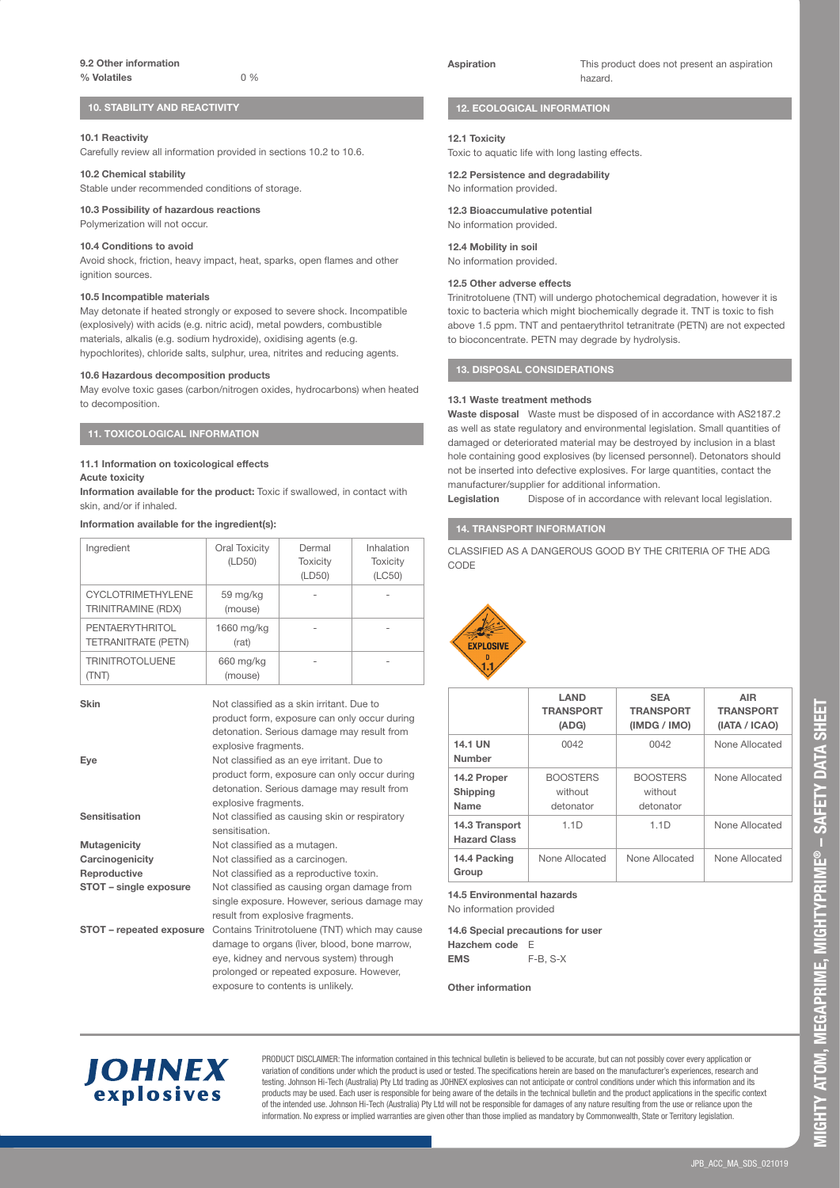**9.2 Other information**

**% Volatiles** 0 %

## 10. STABILITY AND REACTIVITY

**10.1 Reactivity**
Carefully review all information provided in sections 10.2 to 10.6.

**10.2 Chemical stability**
Stable under recommended conditions of storage.

**10.3 Possibility of hazardous reactions**
Polymerization will not occur.

**10.4 Conditions to avoid**
Avoid shock, friction, heavy impact, heat, sparks, open flames and other ignition sources.

**10.5 Incompatible materials**
May detonate if heated strongly or exposed to severe shock. Incompatible (explosively) with acids (e.g. nitric acid), metal powders, combustible materials, alkalis (e.g. sodium hydroxide), oxidising agents (e.g. hypochlorites), chloride salts, sulphur, urea, nitrites and reducing agents.

**10.6 Hazardous decomposition products**
May evolve toxic gases (carbon/nitrogen oxides, hydrocarbons) when heated to decomposition.

## 11. TOXICOLOGICAL INFORMATION

**11.1 Information on toxicological effects**

**Acute toxicity**

**Information available for the product:** Toxic if swallowed, in contact with skin, and/or if inhaled.

**Information available for the ingredient(s):**

| Ingredient | Oral Toxicity (LD50) | Dermal Toxicity (LD50) | Inhalation Toxicity (LC50) |
|---|---|---|---|
| CYCLOTRIMETHYLENE TRINITRAMINE (RDX) | 59 mg/kg (mouse) | - | - |
| PENTAERYTHRITOL TETRANITRATE (PETN) | 1660 mg/kg (rat) | - | - |
| TRINITROTOLUENE (TNT) | 660 mg/kg (mouse) | - | - |

**Skin** Not classified as a skin irritant. Due to product form, exposure can only occur during detonation. Serious damage may result from explosive fragments.

**Eye** Not classified as an eye irritant. Due to product form, exposure can only occur during detonation. Serious damage may result from explosive fragments.

**Sensitisation** Not classified as causing skin or respiratory sensitisation.

**Mutagenicity** Not classified as a mutagen.

**Carcinogenicity** Not classified as a carcinogen.

**Reproductive** Not classified as a reproductive toxin.

**STOT – single exposure** Not classified as causing organ damage from single exposure. However, serious damage may result from explosive fragments.

**STOT – repeated exposure** Contains Trinitrotoluene (TNT) which may cause damage to organs (liver, blood, bone marrow, eye, kidney and nervous system) through prolonged or repeated exposure. However, exposure to contents is unlikely.

**Aspiration** This product does not present an aspiration hazard.

## 12. ECOLOGICAL INFORMATION

**12.1 Toxicity**
Toxic to aquatic life with long lasting effects.

**12.2 Persistence and degradability**
No information provided.

**12.3 Bioaccumulative potential**
No information provided.

**12.4 Mobility in soil**
No information provided.

**12.5 Other adverse effects**
Trinitrotoluene (TNT) will undergo photochemical degradation, however it is toxic to bacteria which might biochemically degrade it. TNT is toxic to fish above 1.5 ppm. TNT and pentaerythritol tetranitrate (PETN) are not expected to bioconcentrate. PETN may degrade by hydrolysis.

## 13. DISPOSAL CONSIDERATIONS

**13.1 Waste treatment methods**

**Waste disposal** Waste must be disposed of in accordance with AS2187.2 as well as state regulatory and environmental legislation. Small quantities of damaged or deteriorated material may be destroyed by inclusion in a blast hole containing good explosives (by licensed personnel). Detonators should not be inserted into defective explosives. For large quantities, contact the manufacturer/supplier for additional information.

**Legislation** Dispose of in accordance with relevant local legislation.

## 14. TRANSPORT INFORMATION

CLASSIFIED AS A DANGEROUS GOOD BY THE CRITERIA OF THE ADG CODE

EXPLOSIVE D 1.1

| | LAND TRANSPORT (ADG) | SEA TRANSPORT (IMDG / IMO) | AIR TRANSPORT (IATA / ICAO) |
|---|---|---|---|
| 14.1 UN Number | 0042 | 0042 | None Allocated |
| 14.2 Proper Shipping Name | BOOSTERS without detonator | BOOSTERS without detonator | None Allocated |
| 14.3 Transport Hazard Class | 1.1D | 1.1D | None Allocated |
| 14.4 Packing Group | None Allocated | None Allocated | None Allocated |

**14.5 Environmental hazards**
No information provided

**14.6 Special precautions for user**

**Hazchem code** E

**EMS** F-B, S-X

**Other information**

PRODUCT DISCLAIMER: The information contained in this technical bulletin is believed to be accurate, but can not possibly cover every application or variation of conditions under which the product is used or tested. The specifications herein are based on the manufacturer's experiences, research and testing. Johnson Hi-Tech (Australia) Pty Ltd trading as JOHNEX explosives can not anticipate or control conditions under which this information and its products may be used. Each user is responsible for being aware of the details in the technical bulletin and the product applications in the specific context of the intended use. Johnson Hi-Tech (Australia) Pty Ltd will not be responsible for damages of any nature resulting from the use or reliance upon the information. No express or implied warranties are given other than those implied as mandatory by Commonwealth, State or Territory legislation.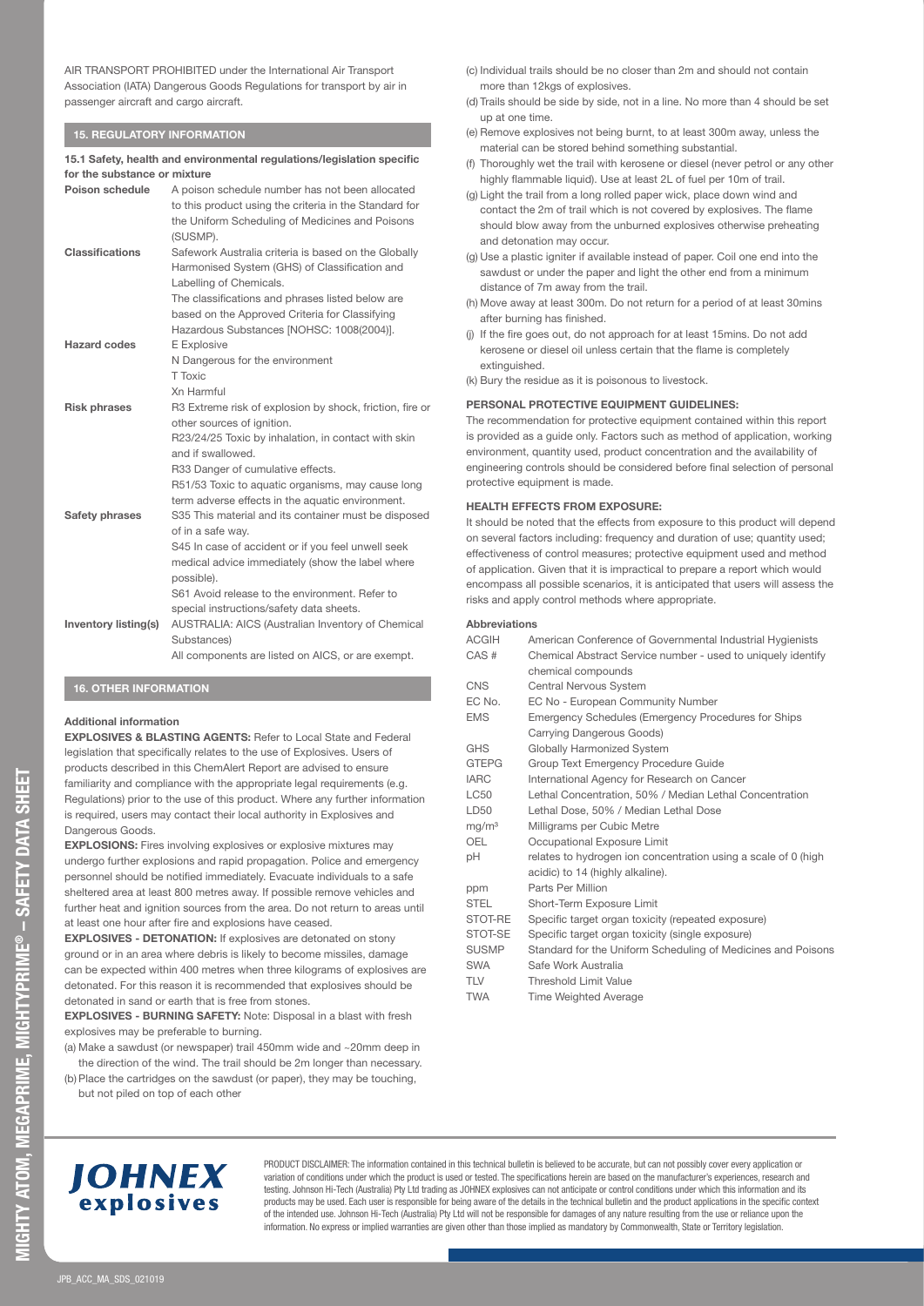AIR TRANSPORT PROHIBITED under the International Air Transport Association (IATA) Dangerous Goods Regulations for transport by air in passenger aircraft and cargo aircraft.

## 15. REGULATORY INFORMATION

### 15.1 Safety, health and environmental regulations/legislation specific for the substance or mixture

| | |
|---|---|
| **Poison schedule** | A poison schedule number has not been allocated to this product using the criteria in the Standard for the Uniform Scheduling of Medicines and Poisons (SUSMP). |
| **Classifications** | Safework Australia criteria is based on the Globally Harmonised System (GHS) of Classification and Labelling of Chemicals. The classifications and phrases listed below are based on the Approved Criteria for Classifying Hazardous Substances [NOHSC: 1008(2004)]. |
| **Hazard codes** | E Explosive<br>N Dangerous for the environment<br>T Toxic<br>Xn Harmful |
| **Risk phrases** | R3 Extreme risk of explosion by shock, friction, fire or other sources of ignition.<br>R23/24/25 Toxic by inhalation, in contact with skin and if swallowed.<br>R33 Danger of cumulative effects.<br>R51/53 Toxic to aquatic organisms, may cause long term adverse effects in the aquatic environment. |
| **Safety phrases** | S35 This material and its container must be disposed of in a safe way.<br>S45 In case of accident or if you feel unwell seek medical advice immediately (show the label where possible).<br>S61 Avoid release to the environment. Refer to special instructions/safety data sheets. |
| **Inventory listing(s)** | AUSTRALIA: AICS (Australian Inventory of Chemical Substances)<br>All components are listed on AICS, or are exempt. |

## 16. OTHER INFORMATION

### Additional information

**EXPLOSIVES & BLASTING AGENTS:** Refer to Local State and Federal legislation that specifically relates to the use of Explosives. Users of products described in this ChemAlert Report are advised to ensure familiarity and compliance with the appropriate legal requirements (e.g. Regulations) prior to the use of this product. Where any further information is required, users may contact their local authority in Explosives and Dangerous Goods.

**EXPLOSIONS:** Fires involving explosives or explosive mixtures may undergo further explosions and rapid propagation. Police and emergency personnel should be notified immediately. Evacuate individuals to a safe sheltered area at least 800 metres away. If possible remove vehicles and further heat and ignition sources from the area. Do not return to areas until at least one hour after fire and explosions have ceased.

**EXPLOSIVES - DETONATION:** If explosives are detonated on stony ground or in an area where debris is likely to become missiles, damage can be expected within 400 metres when three kilograms of explosives are detonated. For this reason it is recommended that explosives should be detonated in sand or earth that is free from stones.

**EXPLOSIVES - BURNING SAFETY:** Note: Disposal in a blast with fresh explosives may be preferable to burning.

(a) Make a sawdust (or newspaper) trail 450mm wide and ~20mm deep in the direction of the wind. The trail should be 2m longer than necessary.
(b) Place the cartridges on the sawdust (or paper), they may be touching, but not piled on top of each other
(c) Individual trails should be no closer than 2m and should not contain more than 12kgs of explosives.
(d) Trails should be side by side, not in a line. No more than 4 should be set up at one time.
(e) Remove explosives not being burnt, to at least 300m away, unless the material can be stored behind something substantial.
(f) Thoroughly wet the trail with kerosene or diesel (never petrol or any other highly flammable liquid). Use at least 2L of fuel per 10m of trail.
(g) Light the trail from a long rolled paper wick, place down wind and contact the 2m of trail which is not covered by explosives. The flame should blow away from the unburned explosives otherwise preheating and detonation may occur.
(g) Use a plastic igniter if available instead of paper. Coil one end into the sawdust or under the paper and light the other end from a minimum distance of 7m away from the trail.
(h) Move away at least 300m. Do not return for a period of at least 30mins after burning has finished.
(j) If the fire goes out, do not approach for at least 15mins. Do not add kerosene or diesel oil unless certain that the flame is completely extinguished.
(k) Bury the residue as it is poisonous to livestock.

**PERSONAL PROTECTIVE EQUIPMENT GUIDELINES:**

The recommendation for protective equipment contained within this report is provided as a guide only. Factors such as method of application, working environment, quantity used, product concentration and the availability of engineering controls should be considered before final selection of personal protective equipment is made.

**HEALTH EFFECTS FROM EXPOSURE:**

It should be noted that the effects from exposure to this product will depend on several factors including: frequency and duration of use; quantity used; effectiveness of control measures; protective equipment used and method of application. Given that it is impractical to prepare a report which would encompass all possible scenarios, it is anticipated that users will assess the risks and apply control methods where appropriate.

### Abbreviations

| | |
|---|---|
| ACGIH | American Conference of Governmental Industrial Hygienists |
| CAS # | Chemical Abstract Service number - used to uniquely identify chemical compounds |
| CNS | Central Nervous System |
| EC No. | EC No - European Community Number |
| EMS | Emergency Schedules (Emergency Procedures for Ships Carrying Dangerous Goods) |
| GHS | Globally Harmonized System |
| GTEPG | Group Text Emergency Procedure Guide |
| IARC | International Agency for Research on Cancer |
| LC50 | Lethal Concentration, 50% / Median Lethal Concentration |
| LD50 | Lethal Dose, 50% / Median Lethal Dose |
| mg/m³ | Milligrams per Cubic Metre |
| OEL | Occupational Exposure Limit |
| pH | relates to hydrogen ion concentration using a scale of 0 (high acidic) to 14 (highly alkaline). |
| ppm | Parts Per Million |
| STEL | Short-Term Exposure Limit |
| STOT-RE | Specific target organ toxicity (repeated exposure) |
| STOT-SE | Specific target organ toxicity (single exposure) |
| SUSMP | Standard for the Uniform Scheduling of Medicines and Poisons |
| SWA | Safe Work Australia |
| TLV | Threshold Limit Value |
| TWA | Time Weighted Average |

JOHNEX explosives

PRODUCT DISCLAIMER: The information contained in this technical bulletin is believed to be accurate, but can not possibly cover every application or variation of conditions under which the product is used or tested. The specifications herein are based on the manufacturer's experiences, research and testing. Johnson Hi-Tech (Australia) Pty Ltd trading as JOHNEX explosives can not anticipate or control conditions under which this information and its products may be used. Each user is responsible for being aware of the details in the technical bulletin and the product applications in the specific context of the intended use. Johnson Hi-Tech (Australia) Pty Ltd will not be responsible for damages of any nature resulting from the use or reliance upon the information. No express or implied warranties are given other than those implied as mandatory by Commonwealth, State or Territory legislation.

JPB_ACC_MA_SDS_021019